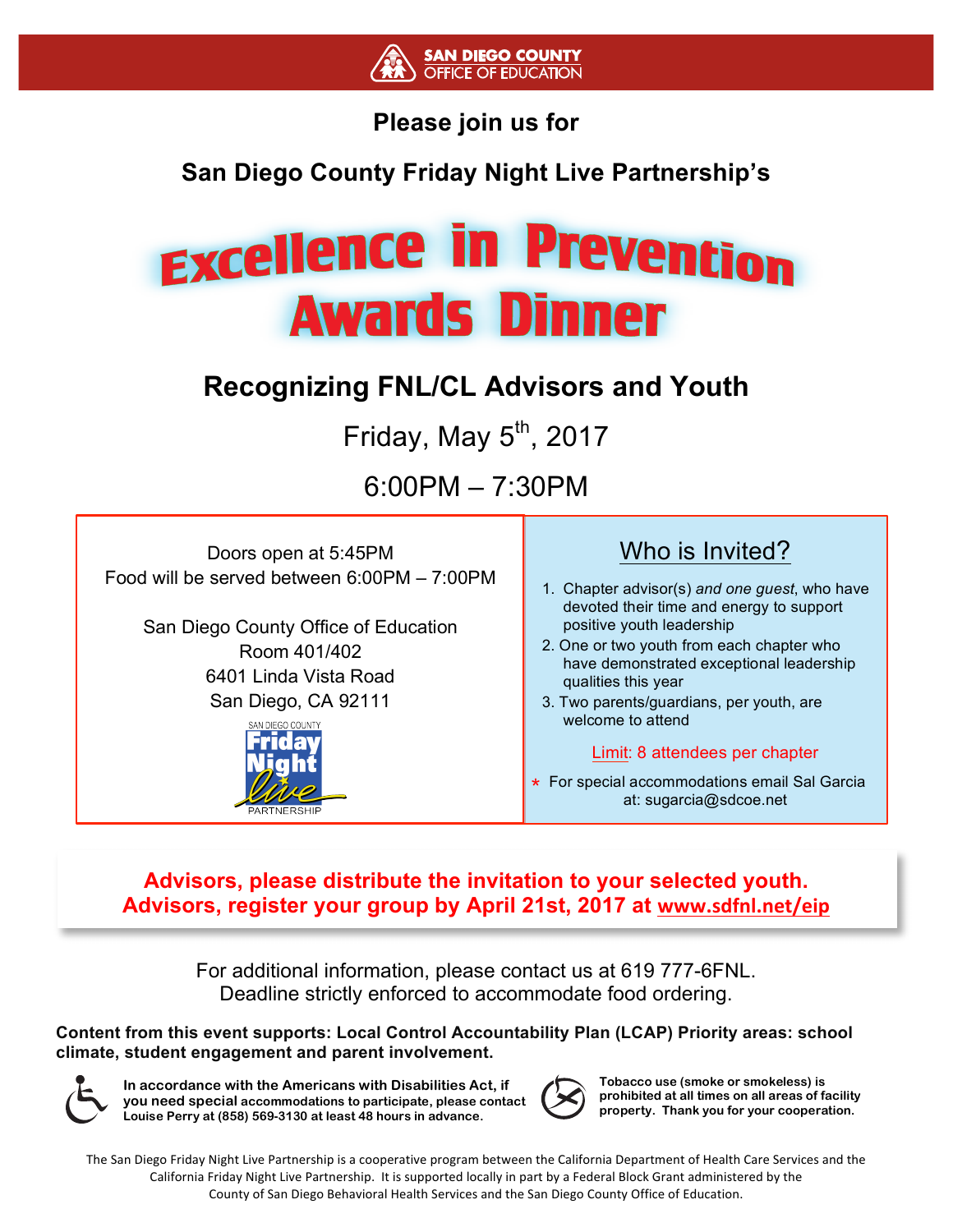**SAN DIEGO COUNTY OFFICE OF EDUCATION**

**Please join us for**

**San Diego County Friday Night Live Partnership's**

# Excellence in Prevention Awards Dinner

## Recognizing FNL/CL Advisors and Youth

Friday, May 5th, 2017

6:00PM – 7:30PM

Doors open at 5:45PM
Food will be served between 6:00PM – 7:00PM

San Diego County Office of Education
Room 401/402
6401 Linda Vista Road
San Diego, CA 92111

SAN DIEGO COUNTY Friday Night live PARTNERSHIP

### Who is Invited?

1. Chapter advisor(s) *and one guest*, who have devoted their time and energy to support positive youth leadership
2. One or two youth from each chapter who have demonstrated exceptional leadership qualities this year
3. Two parents/guardians, per youth, are welcome to attend

Limit: 8 attendees per chapter

* For special accommodations email Sal Garcia at: sugarcia@sdcoe.net

**Advisors, please distribute the invitation to your selected youth.**
**Advisors, register your group by April 21st, 2017 at www.sdfnl.net/eip**

For additional information, please contact us at 619 777-6FNL.
Deadline strictly enforced to accommodate food ordering.

**Content from this event supports: Local Control Accountability Plan (LCAP) Priority areas: school climate, student engagement and parent involvement.**

**In accordance with the Americans with Disabilities Act, if you need special accommodations to participate, please contact Louise Perry at (858) 569-3130 at least 48 hours in advance.**

**Tobacco use (smoke or smokeless) is prohibited at all times on all areas of facility property. Thank you for your cooperation.**

The San Diego Friday Night Live Partnership is a cooperative program between the California Department of Health Care Services and the California Friday Night Live Partnership. It is supported locally in part by a Federal Block Grant administered by the County of San Diego Behavioral Health Services and the San Diego County Office of Education.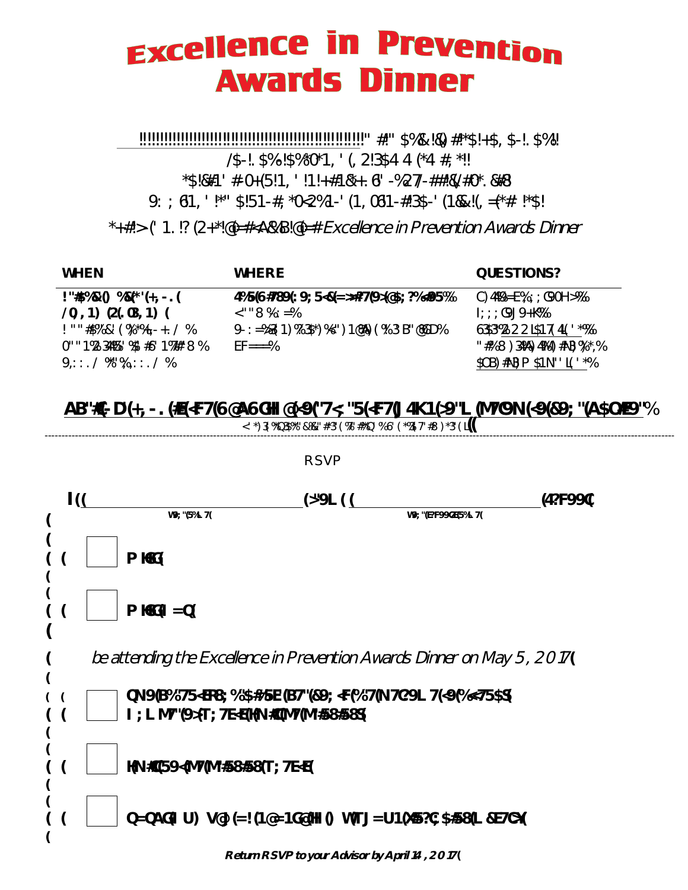# Excellence in Prevention Awards Dinner

*Excellence in Prevention Awards Dinner*

| WHEN | WHERE | QUESTIONS? |
|---|---|---|
| | | |

RSVP

be attending the Excellence in Prevention Awards Dinner on May 5, 2017

**Return RSVP to your Advisor by April 14, 2017**